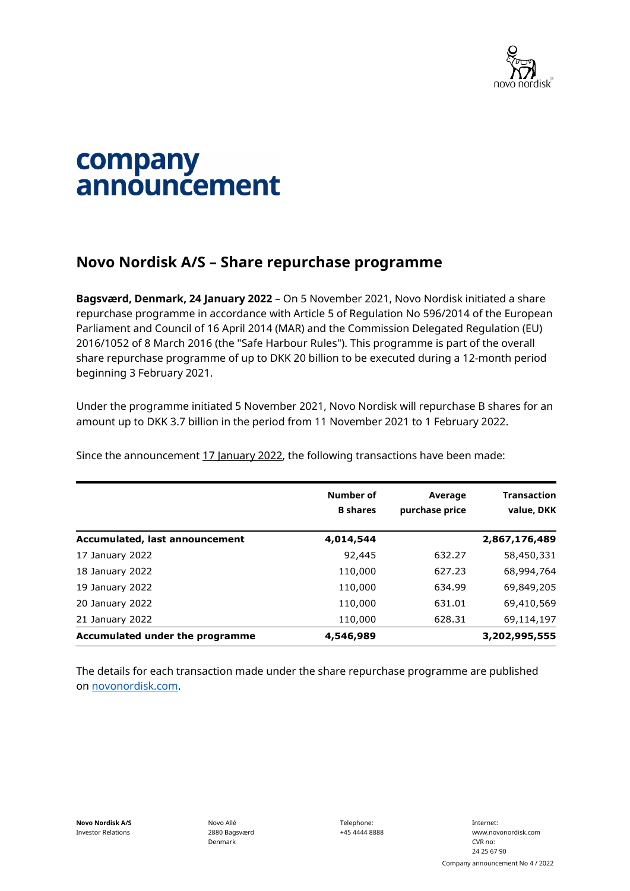# company announcement

## Novo Nordisk A/S – Share repurchase programme

**Bagsværd, Denmark, 24 January 2022** – On 5 November 2021, Novo Nordisk initiated a share repurchase programme in accordance with Article 5 of Regulation No 596/2014 of the European Parliament and Council of 16 April 2014 (MAR) and the Commission Delegated Regulation (EU) 2016/1052 of 8 March 2016 (the "Safe Harbour Rules"). This programme is part of the overall share repurchase programme of up to DKK 20 billion to be executed during a 12-month period beginning 3 February 2021.

Under the programme initiated 5 November 2021, Novo Nordisk will repurchase B shares for an amount up to DKK 3.7 billion in the period from 11 November 2021 to 1 February 2022.

Since the announcement 17 January 2022, the following transactions have been made:

| | Number of B shares | Average purchase price | Transaction value, DKK |
|---|---|---|---|
| **Accumulated, last announcement** | **4,014,544** | | **2,867,176,489** |
| 17 January 2022 | 92,445 | 632.27 | 58,450,331 |
| 18 January 2022 | 110,000 | 627.23 | 68,994,764 |
| 19 January 2022 | 110,000 | 634.99 | 69,849,205 |
| 20 January 2022 | 110,000 | 631.01 | 69,410,569 |
| 21 January 2022 | 110,000 | 628.31 | 69,114,197 |
| **Accumulated under the programme** | **4,546,989** | | **3,202,995,555** |

The details for each transaction made under the share repurchase programme are published on novonordisk.com.

**Novo Nordisk A/S**
Investor Relations

Novo Allé
2880 Bagsværd
Denmark

Telephone:
+45 4444 8888

Internet:
www.novonordisk.com
CVR no:
24 25 67 90

Company announcement No 4 / 2022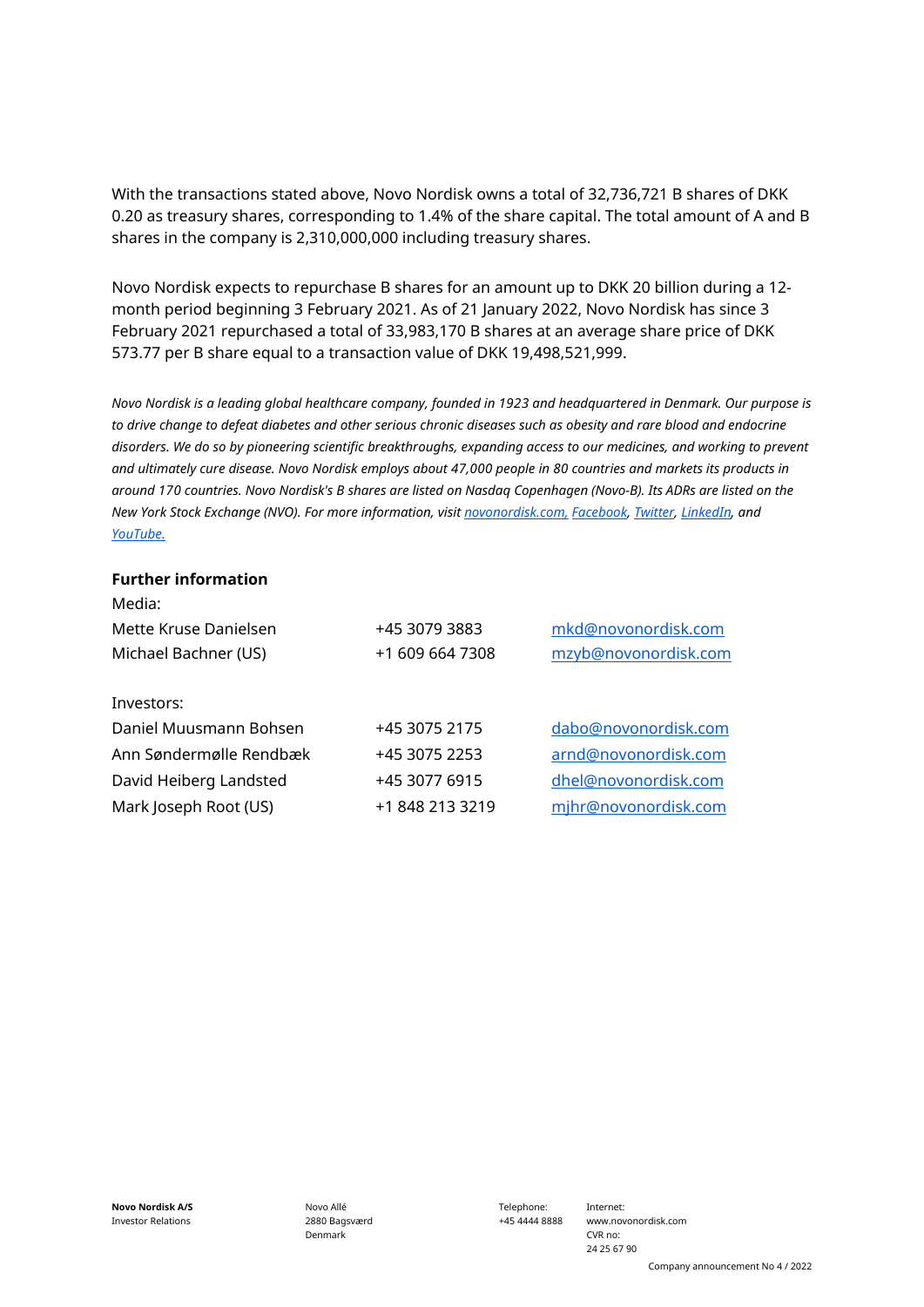With the transactions stated above, Novo Nordisk owns a total of 32,736,721 B shares of DKK 0.20 as treasury shares, corresponding to 1.4% of the share capital. The total amount of A and B shares in the company is 2,310,000,000 including treasury shares.

Novo Nordisk expects to repurchase B shares for an amount up to DKK 20 billion during a 12-month period beginning 3 February 2021. As of 21 January 2022, Novo Nordisk has since 3 February 2021 repurchased a total of 33,983,170 B shares at an average share price of DKK 573.77 per B share equal to a transaction value of DKK 19,498,521,999.

*Novo Nordisk is a leading global healthcare company, founded in 1923 and headquartered in Denmark. Our purpose is to drive change to defeat diabetes and other serious chronic diseases such as obesity and rare blood and endocrine disorders. We do so by pioneering scientific breakthroughs, expanding access to our medicines, and working to prevent and ultimately cure disease. Novo Nordisk employs about 47,000 people in 80 countries and markets its products in around 170 countries. Novo Nordisk's B shares are listed on Nasdaq Copenhagen (Novo-B). Its ADRs are listed on the New York Stock Exchange (NVO). For more information, visit novonordisk.com, Facebook, Twitter, LinkedIn, and YouTube.*

**Further information**

| | | |
|---|---|---|
| Media: | | |
| Mette Kruse Danielsen | +45 3079 3883 | mkd@novonordisk.com |
| Michael Bachner (US) | +1 609 664 7308 | mzyb@novonordisk.com |
| | | |
| Investors: | | |
| Daniel Muusmann Bohsen | +45 3075 2175 | dabo@novonordisk.com |
| Ann Søndermølle Rendbæk | +45 3075 2253 | arnd@novonordisk.com |
| David Heiberg Landsted | +45 3077 6915 | dhel@novonordisk.com |
| Mark Joseph Root (US) | +1 848 213 3219 | mjhr@novonordisk.com |

**Novo Nordisk A/S**
Investor Relations

Novo Allé
2880 Bagsværd
Denmark

Telephone:
+45 4444 8888

Internet:
www.novonordisk.com
CVR no:
24 25 67 90

Company announcement No 4 / 2022